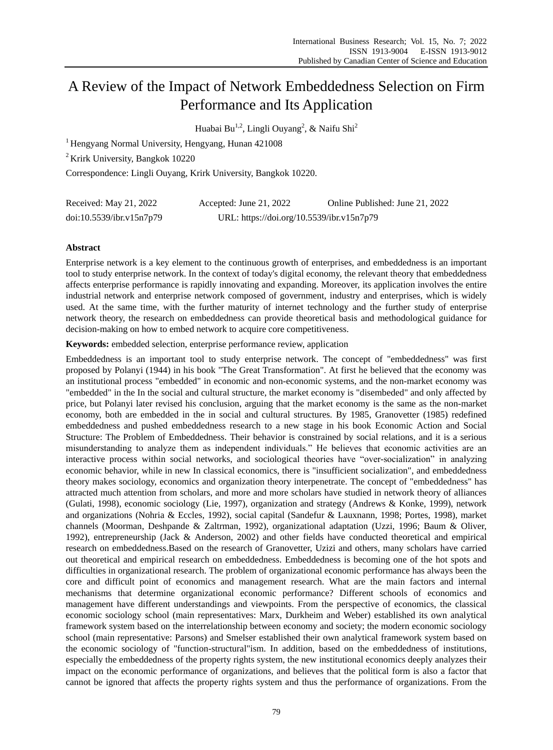# A Review of the Impact of Network Embeddedness Selection on Firm Performance and Its Application

Huabai Bu[1,2], Lingli Ouyang[2], & Naifu Shi[2]

[1] Hengyang Normal University, Hengyang, Hunan 421008

[2] Krirk University, Bangkok 10220

Correspondence: Lingli Ouyang, Krirk University, Bangkok 10220.

Received: May 21, 2022  Accepted: June 21, 2022  Online Published: June 21, 2022

doi:10.5539/ibr.v15n7p79  URL: https://doi.org/10.5539/ibr.v15n7p79

## Abstract

Enterprise network is a key element to the continuous growth of enterprises, and embeddedness is an important tool to study enterprise network. In the context of today's digital economy, the relevant theory that embeddedness affects enterprise performance is rapidly innovating and expanding. Moreover, its application involves the entire industrial network and enterprise network composed of government, industry and enterprises, which is widely used. At the same time, with the further maturity of internet technology and the further study of enterprise network theory, the research on embeddedness can provide theoretical basis and methodological guidance for decision-making on how to embed network to acquire core competitiveness.

**Keywords:** embedded selection, enterprise performance review, application

Embeddedness is an important tool to study enterprise network. The concept of "embeddedness" was first proposed by Polanyi (1944) in his book "The Great Transformation". At first he believed that the economy was an institutional process "embedded" in economic and non-economic systems, and the non-market economy was "embedded" in the In the social and cultural structure, the market economy is "disembeded" and only affected by price, but Polanyi later revised his conclusion, arguing that the market economy is the same as the non-market economy, both are embedded in the in social and cultural structures. By 1985, Granovetter (1985) redefined embeddedness and pushed embeddedness research to a new stage in his book Economic Action and Social Structure: The Problem of Embeddedness. Their behavior is constrained by social relations, and it is a serious misunderstanding to analyze them as independent individuals." He believes that economic activities are an interactive process within social networks, and sociological theories have "over-socialization" in analyzing economic behavior, while in new In classical economics, there is "insufficient socialization", and embeddedness theory makes sociology, economics and organization theory interpenetrate. The concept of "embeddedness" has attracted much attention from scholars, and more and more scholars have studied in network theory of alliances (Gulati, 1998), economic sociology (Lie, 1997), organization and strategy (Andrews & Konke, 1999), network and organizations (Nohria & Eccles, 1992), social capital (Sandefur & Lauxnann, 1998; Portes, 1998), market channels (Moorman, Deshpande & Zaltrman, 1992), organizational adaptation (Uzzi, 1996; Baum & Oliver, 1992), entrepreneurship (Jack & Anderson, 2002) and other fields have conducted theoretical and empirical research on embeddedness.Based on the research of Granovetter, Uzizi and others, many scholars have carried out theoretical and empirical research on embeddedness. Embeddedness is becoming one of the hot spots and difficulties in organizational research. The problem of organizational economic performance has always been the core and difficult point of economics and management research. What are the main factors and internal mechanisms that determine organizational economic performance? Different schools of economics and management have different understandings and viewpoints. From the perspective of economics, the classical economic sociology school (main representatives: Marx, Durkheim and Weber) established its own analytical framework system based on the interrelationship between economy and society; the modern economic sociology school (main representative: Parsons) and Smelser established their own analytical framework system based on the economic sociology of "function-structural"ism. In addition, based on the embeddedness of institutions, especially the embeddedness of the property rights system, the new institutional economics deeply analyzes their impact on the economic performance of organizations, and believes that the political form is also a factor that cannot be ignored that affects the property rights system and thus the performance of organizations. From the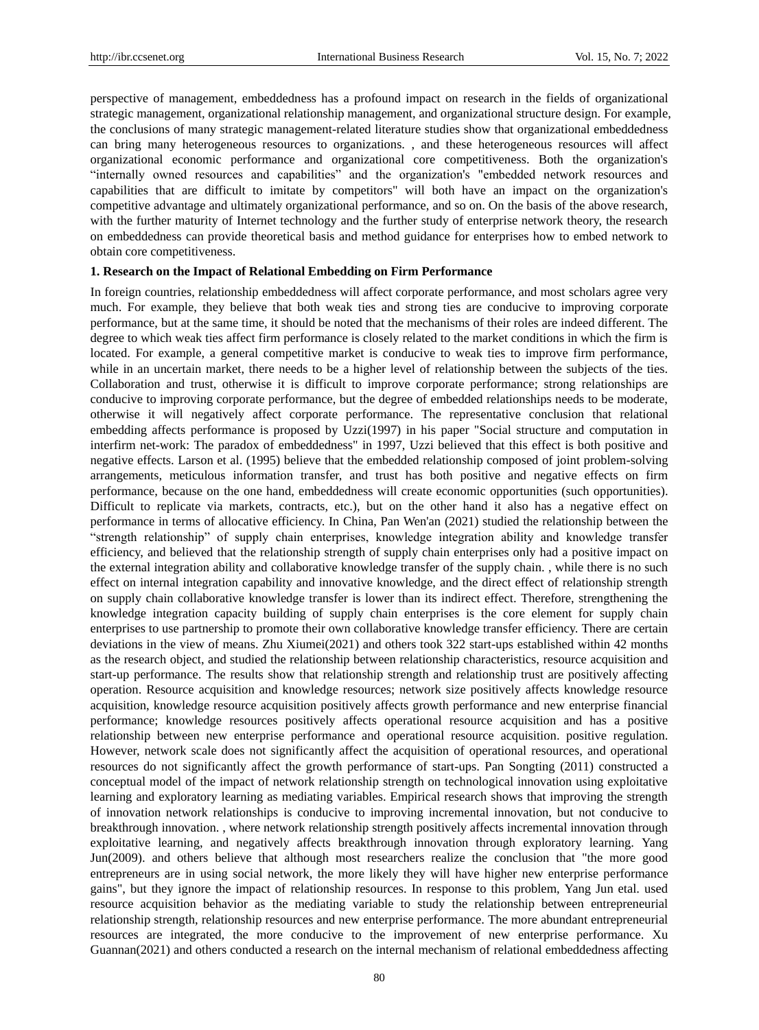perspective of management, embeddedness has a profound impact on research in the fields of organizational strategic management, organizational relationship management, and organizational structure design. For example, the conclusions of many strategic management-related literature studies show that organizational embeddedness can bring many heterogeneous resources to organizations. , and these heterogeneous resources will affect organizational economic performance and organizational core competitiveness. Both the organization's “internally owned resources and capabilities” and the organization's "embedded network resources and capabilities that are difficult to imitate by competitors" will both have an impact on the organization's competitive advantage and ultimately organizational performance, and so on. On the basis of the above research, with the further maturity of Internet technology and the further study of enterprise network theory, the research on embeddedness can provide theoretical basis and method guidance for enterprises how to embed network to obtain core competitiveness.

### 1. Research on the Impact of Relational Embedding on Firm Performance

In foreign countries, relationship embeddedness will affect corporate performance, and most scholars agree very much. For example, they believe that both weak ties and strong ties are conducive to improving corporate performance, but at the same time, it should be noted that the mechanisms of their roles are indeed different. The degree to which weak ties affect firm performance is closely related to the market conditions in which the firm is located. For example, a general competitive market is conducive to weak ties to improve firm performance, while in an uncertain market, there needs to be a higher level of relationship between the subjects of the ties. Collaboration and trust, otherwise it is difficult to improve corporate performance; strong relationships are conducive to improving corporate performance, but the degree of embedded relationships needs to be moderate, otherwise it will negatively affect corporate performance. The representative conclusion that relational embedding affects performance is proposed by Uzzi(1997) in his paper "Social structure and computation in interfirm net-work: The paradox of embeddedness" in 1997, Uzzi believed that this effect is both positive and negative effects. Larson et al. (1995) believe that the embedded relationship composed of joint problem-solving arrangements, meticulous information transfer, and trust has both positive and negative effects on firm performance, because on the one hand, embeddedness will create economic opportunities (such opportunities). Difficult to replicate via markets, contracts, etc.), but on the other hand it also has a negative effect on performance in terms of allocative efficiency. In China, Pan Wen'an (2021) studied the relationship between the “strength relationship” of supply chain enterprises, knowledge integration ability and knowledge transfer efficiency, and believed that the relationship strength of supply chain enterprises only had a positive impact on the external integration ability and collaborative knowledge transfer of the supply chain. , while there is no such effect on internal integration capability and innovative knowledge, and the direct effect of relationship strength on supply chain collaborative knowledge transfer is lower than its indirect effect. Therefore, strengthening the knowledge integration capacity building of supply chain enterprises is the core element for supply chain enterprises to use partnership to promote their own collaborative knowledge transfer efficiency. There are certain deviations in the view of means. Zhu Xiumei(2021) and others took 322 start-ups established within 42 months as the research object, and studied the relationship between relationship characteristics, resource acquisition and start-up performance. The results show that relationship strength and relationship trust are positively affecting operation. Resource acquisition and knowledge resources; network size positively affects knowledge resource acquisition, knowledge resource acquisition positively affects growth performance and new enterprise financial performance; knowledge resources positively affects operational resource acquisition and has a positive relationship between new enterprise performance and operational resource acquisition. positive regulation. However, network scale does not significantly affect the acquisition of operational resources, and operational resources do not significantly affect the growth performance of start-ups. Pan Songting (2011) constructed a conceptual model of the impact of network relationship strength on technological innovation using exploitative learning and exploratory learning as mediating variables. Empirical research shows that improving the strength of innovation network relationships is conducive to improving incremental innovation, but not conducive to breakthrough innovation. , where network relationship strength positively affects incremental innovation through exploitative learning, and negatively affects breakthrough innovation through exploratory learning. Yang Jun(2009). and others believe that although most researchers realize the conclusion that "the more good entrepreneurs are in using social network, the more likely they will have higher new enterprise performance gains", but they ignore the impact of relationship resources. In response to this problem, Yang Jun etal. used resource acquisition behavior as the mediating variable to study the relationship between entrepreneurial relationship strength, relationship resources and new enterprise performance. The more abundant entrepreneurial resources are integrated, the more conducive to the improvement of new enterprise performance. Xu Guannan(2021) and others conducted a research on the internal mechanism of relational embeddedness affecting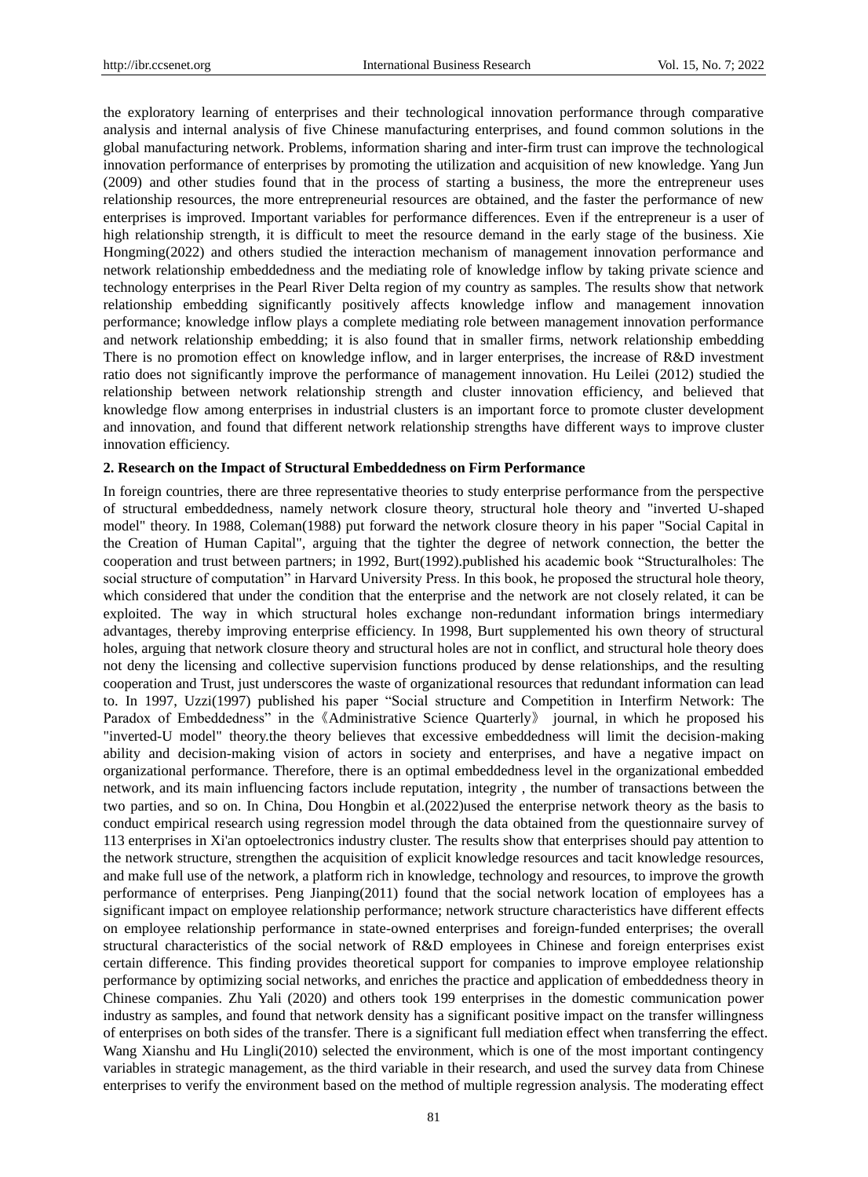the exploratory learning of enterprises and their technological innovation performance through comparative analysis and internal analysis of five Chinese manufacturing enterprises, and found common solutions in the global manufacturing network. Problems, information sharing and inter-firm trust can improve the technological innovation performance of enterprises by promoting the utilization and acquisition of new knowledge. Yang Jun (2009) and other studies found that in the process of starting a business, the more the entrepreneur uses relationship resources, the more entrepreneurial resources are obtained, and the faster the performance of new enterprises is improved. Important variables for performance differences. Even if the entrepreneur is a user of high relationship strength, it is difficult to meet the resource demand in the early stage of the business. Xie Hongming(2022) and others studied the interaction mechanism of management innovation performance and network relationship embeddedness and the mediating role of knowledge inflow by taking private science and technology enterprises in the Pearl River Delta region of my country as samples. The results show that network relationship embedding significantly positively affects knowledge inflow and management innovation performance; knowledge inflow plays a complete mediating role between management innovation performance and network relationship embedding; it is also found that in smaller firms, network relationship embedding There is no promotion effect on knowledge inflow, and in larger enterprises, the increase of R&D investment ratio does not significantly improve the performance of management innovation. Hu Leilei (2012) studied the relationship between network relationship strength and cluster innovation efficiency, and believed that knowledge flow among enterprises in industrial clusters is an important force to promote cluster development and innovation, and found that different network relationship strengths have different ways to improve cluster innovation efficiency.

## 2. Research on the Impact of Structural Embeddedness on Firm Performance

In foreign countries, there are three representative theories to study enterprise performance from the perspective of structural embeddedness, namely network closure theory, structural hole theory and "inverted U-shaped model" theory. In 1988, Coleman(1988) put forward the network closure theory in his paper "Social Capital in the Creation of Human Capital", arguing that the tighter the degree of network connection, the better the cooperation and trust between partners; in 1992, Burt(1992).published his academic book “Structuralholes: The social structure of computation” in Harvard University Press. In this book, he proposed the structural hole theory, which considered that under the condition that the enterprise and the network are not closely related, it can be exploited. The way in which structural holes exchange non-redundant information brings intermediary advantages, thereby improving enterprise efficiency. In 1998, Burt supplemented his own theory of structural holes, arguing that network closure theory and structural holes are not in conflict, and structural hole theory does not deny the licensing and collective supervision functions produced by dense relationships, and the resulting cooperation and Trust, just underscores the waste of organizational resources that redundant information can lead to. In 1997, Uzzi(1997) published his paper “Social structure and Competition in Interfirm Network: The Paradox of Embeddedness” in the《Administrative Science Quarterly》 journal, in which he proposed his "inverted-U model" theory.the theory believes that excessive embeddedness will limit the decision-making ability and decision-making vision of actors in society and enterprises, and have a negative impact on organizational performance. Therefore, there is an optimal embeddedness level in the organizational embedded network, and its main influencing factors include reputation, integrity , the number of transactions between the two parties, and so on. In China, Dou Hongbin et al.(2022)used the enterprise network theory as the basis to conduct empirical research using regression model through the data obtained from the questionnaire survey of 113 enterprises in Xi'an optoelectronics industry cluster. The results show that enterprises should pay attention to the network structure, strengthen the acquisition of explicit knowledge resources and tacit knowledge resources, and make full use of the network, a platform rich in knowledge, technology and resources, to improve the growth performance of enterprises. Peng Jianping(2011) found that the social network location of employees has a significant impact on employee relationship performance; network structure characteristics have different effects on employee relationship performance in state-owned enterprises and foreign-funded enterprises; the overall structural characteristics of the social network of R&D employees in Chinese and foreign enterprises exist certain difference. This finding provides theoretical support for companies to improve employee relationship performance by optimizing social networks, and enriches the practice and application of embeddedness theory in Chinese companies. Zhu Yali (2020) and others took 199 enterprises in the domestic communication power industry as samples, and found that network density has a significant positive impact on the transfer willingness of enterprises on both sides of the transfer. There is a significant full mediation effect when transferring the effect. Wang Xianshu and Hu Lingli(2010) selected the environment, which is one of the most important contingency variables in strategic management, as the third variable in their research, and used the survey data from Chinese enterprises to verify the environment based on the method of multiple regression analysis. The moderating effect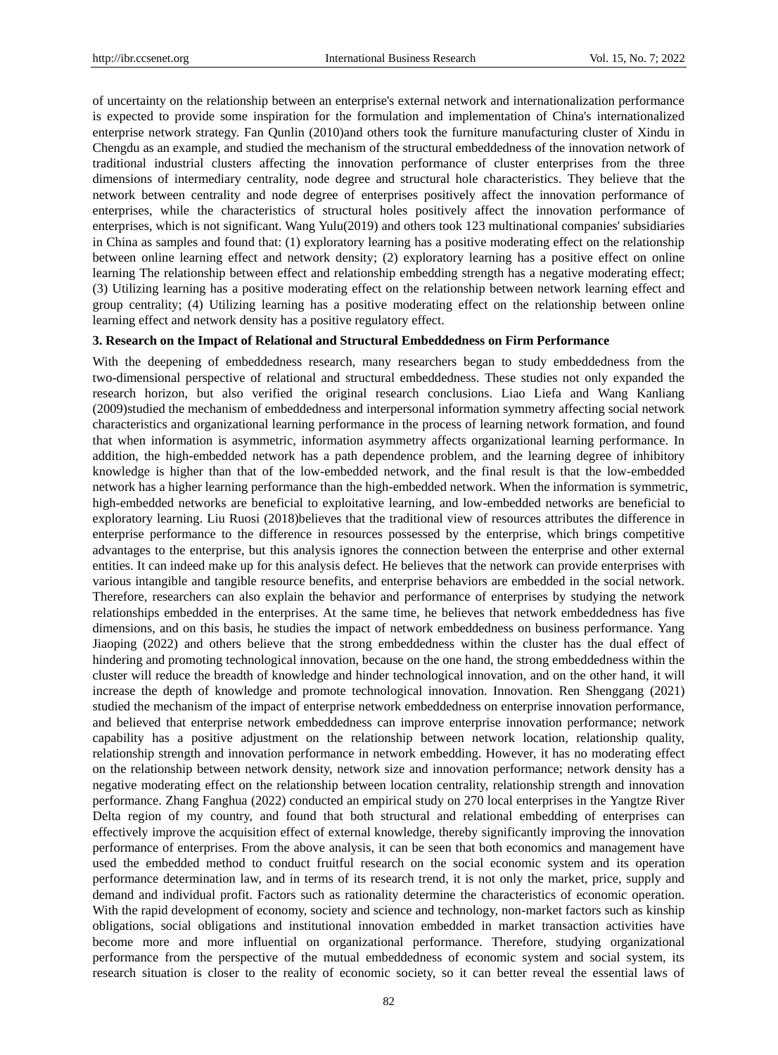of uncertainty on the relationship between an enterprise's external network and internationalization performance is expected to provide some inspiration for the formulation and implementation of China's internationalized enterprise network strategy. Fan Qunlin (2010)and others took the furniture manufacturing cluster of Xindu in Chengdu as an example, and studied the mechanism of the structural embeddedness of the innovation network of traditional industrial clusters affecting the innovation performance of cluster enterprises from the three dimensions of intermediary centrality, node degree and structural hole characteristics. They believe that the network between centrality and node degree of enterprises positively affect the innovation performance of enterprises, while the characteristics of structural holes positively affect the innovation performance of enterprises, which is not significant. Wang Yulu(2019) and others took 123 multinational companies' subsidiaries in China as samples and found that: (1) exploratory learning has a positive moderating effect on the relationship between online learning effect and network density; (2) exploratory learning has a positive effect on online learning The relationship between effect and relationship embedding strength has a negative moderating effect; (3) Utilizing learning has a positive moderating effect on the relationship between network learning effect and group centrality; (4) Utilizing learning has a positive moderating effect on the relationship between online learning effect and network density has a positive regulatory effect.

### 3. Research on the Impact of Relational and Structural Embeddedness on Firm Performance

With the deepening of embeddedness research, many researchers began to study embeddedness from the two-dimensional perspective of relational and structural embeddedness. These studies not only expanded the research horizon, but also verified the original research conclusions. Liao Liefa and Wang Kanliang (2009)studied the mechanism of embeddedness and interpersonal information symmetry affecting social network characteristics and organizational learning performance in the process of learning network formation, and found that when information is asymmetric, information asymmetry affects organizational learning performance. In addition, the high-embedded network has a path dependence problem, and the learning degree of inhibitory knowledge is higher than that of the low-embedded network, and the final result is that the low-embedded network has a higher learning performance than the high-embedded network. When the information is symmetric, high-embedded networks are beneficial to exploitative learning, and low-embedded networks are beneficial to exploratory learning. Liu Ruosi (2018)believes that the traditional view of resources attributes the difference in enterprise performance to the difference in resources possessed by the enterprise, which brings competitive advantages to the enterprise, but this analysis ignores the connection between the enterprise and other external entities. It can indeed make up for this analysis defect. He believes that the network can provide enterprises with various intangible and tangible resource benefits, and enterprise behaviors are embedded in the social network. Therefore, researchers can also explain the behavior and performance of enterprises by studying the network relationships embedded in the enterprises. At the same time, he believes that network embeddedness has five dimensions, and on this basis, he studies the impact of network embeddedness on business performance. Yang Jiaoping (2022) and others believe that the strong embeddedness within the cluster has the dual effect of hindering and promoting technological innovation, because on the one hand, the strong embeddedness within the cluster will reduce the breadth of knowledge and hinder technological innovation, and on the other hand, it will increase the depth of knowledge and promote technological innovation. Innovation. Ren Shenggang (2021) studied the mechanism of the impact of enterprise network embeddedness on enterprise innovation performance, and believed that enterprise network embeddedness can improve enterprise innovation performance; network capability has a positive adjustment on the relationship between network location, relationship quality, relationship strength and innovation performance in network embedding. However, it has no moderating effect on the relationship between network density, network size and innovation performance; network density has a negative moderating effect on the relationship between location centrality, relationship strength and innovation performance. Zhang Fanghua (2022) conducted an empirical study on 270 local enterprises in the Yangtze River Delta region of my country, and found that both structural and relational embedding of enterprises can effectively improve the acquisition effect of external knowledge, thereby significantly improving the innovation performance of enterprises. From the above analysis, it can be seen that both economics and management have used the embedded method to conduct fruitful research on the social economic system and its operation performance determination law, and in terms of its research trend, it is not only the market, price, supply and demand and individual profit. Factors such as rationality determine the characteristics of economic operation. With the rapid development of economy, society and science and technology, non-market factors such as kinship obligations, social obligations and institutional innovation embedded in market transaction activities have become more and more influential on organizational performance. Therefore, studying organizational performance from the perspective of the mutual embeddedness of economic system and social system, its research situation is closer to the reality of economic society, so it can better reveal the essential laws of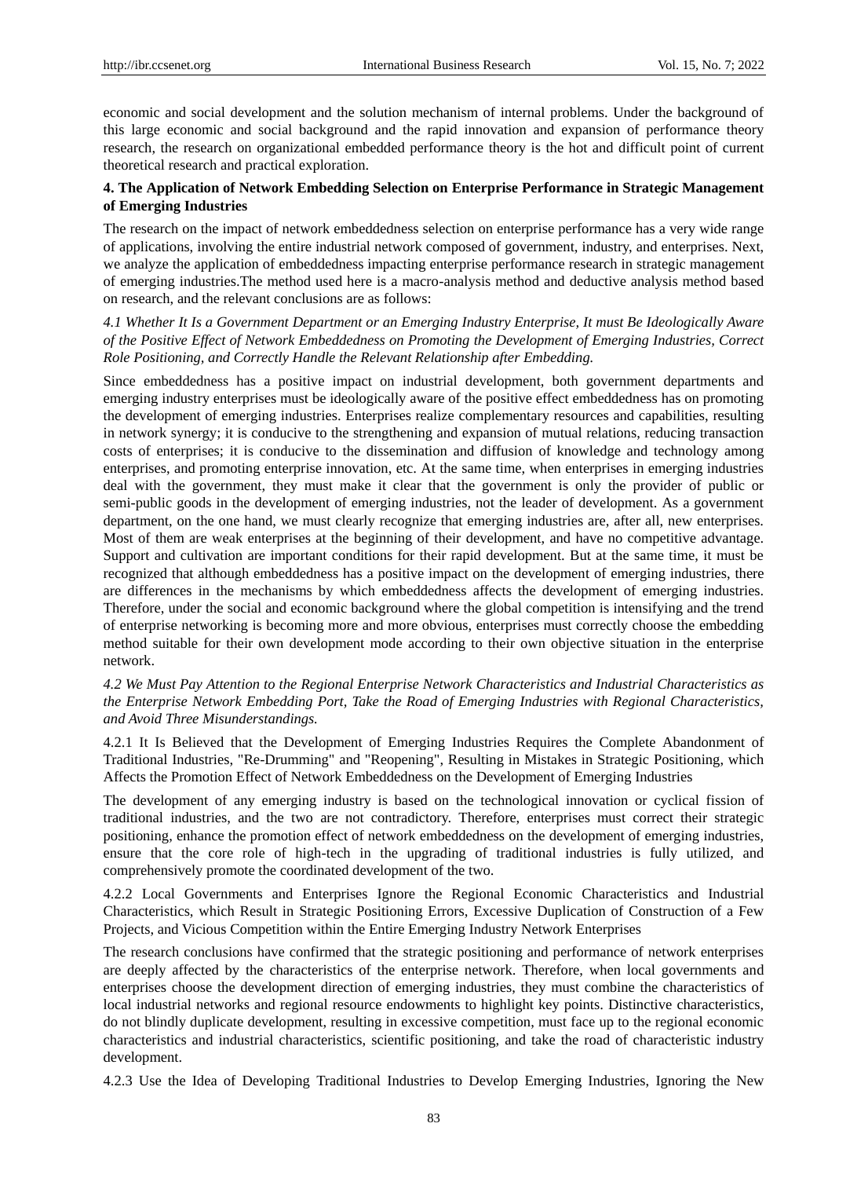economic and social development and the solution mechanism of internal problems. Under the background of this large economic and social background and the rapid innovation and expansion of performance theory research, the research on organizational embedded performance theory is the hot and difficult point of current theoretical research and practical exploration.

## 4. The Application of Network Embedding Selection on Enterprise Performance in Strategic Management of Emerging Industries

The research on the impact of network embeddedness selection on enterprise performance has a very wide range of applications, involving the entire industrial network composed of government, industry, and enterprises. Next, we analyze the application of embeddedness impacting enterprise performance research in strategic management of emerging industries.The method used here is a macro-analysis method and deductive analysis method based on research, and the relevant conclusions are as follows:

### *4.1 Whether It Is a Government Department or an Emerging Industry Enterprise, It must Be Ideologically Aware of the Positive Effect of Network Embeddedness on Promoting the Development of Emerging Industries, Correct Role Positioning, and Correctly Handle the Relevant Relationship after Embedding.*

Since embeddedness has a positive impact on industrial development, both government departments and emerging industry enterprises must be ideologically aware of the positive effect embeddedness has on promoting the development of emerging industries. Enterprises realize complementary resources and capabilities, resulting in network synergy; it is conducive to the strengthening and expansion of mutual relations, reducing transaction costs of enterprises; it is conducive to the dissemination and diffusion of knowledge and technology among enterprises, and promoting enterprise innovation, etc. At the same time, when enterprises in emerging industries deal with the government, they must make it clear that the government is only the provider of public or semi-public goods in the development of emerging industries, not the leader of development. As a government department, on the one hand, we must clearly recognize that emerging industries are, after all, new enterprises. Most of them are weak enterprises at the beginning of their development, and have no competitive advantage. Support and cultivation are important conditions for their rapid development. But at the same time, it must be recognized that although embeddedness has a positive impact on the development of emerging industries, there are differences in the mechanisms by which embeddedness affects the development of emerging industries. Therefore, under the social and economic background where the global competition is intensifying and the trend of enterprise networking is becoming more and more obvious, enterprises must correctly choose the embedding method suitable for their own development mode according to their own objective situation in the enterprise network.

### *4.2 We Must Pay Attention to the Regional Enterprise Network Characteristics and Industrial Characteristics as the Enterprise Network Embedding Port, Take the Road of Emerging Industries with Regional Characteristics, and Avoid Three Misunderstandings.*

#### 4.2.1 It Is Believed that the Development of Emerging Industries Requires the Complete Abandonment of Traditional Industries, "Re-Drumming" and "Reopening", Resulting in Mistakes in Strategic Positioning, which Affects the Promotion Effect of Network Embeddedness on the Development of Emerging Industries

The development of any emerging industry is based on the technological innovation or cyclical fission of traditional industries, and the two are not contradictory. Therefore, enterprises must correct their strategic positioning, enhance the promotion effect of network embeddedness on the development of emerging industries, ensure that the core role of high-tech in the upgrading of traditional industries is fully utilized, and comprehensively promote the coordinated development of the two.

#### 4.2.2 Local Governments and Enterprises Ignore the Regional Economic Characteristics and Industrial Characteristics, which Result in Strategic Positioning Errors, Excessive Duplication of Construction of a Few Projects, and Vicious Competition within the Entire Emerging Industry Network Enterprises

The research conclusions have confirmed that the strategic positioning and performance of network enterprises are deeply affected by the characteristics of the enterprise network. Therefore, when local governments and enterprises choose the development direction of emerging industries, they must combine the characteristics of local industrial networks and regional resource endowments to highlight key points. Distinctive characteristics, do not blindly duplicate development, resulting in excessive competition, must face up to the regional economic characteristics and industrial characteristics, scientific positioning, and take the road of characteristic industry development.

#### 4.2.3 Use the Idea of Developing Traditional Industries to Develop Emerging Industries, Ignoring the New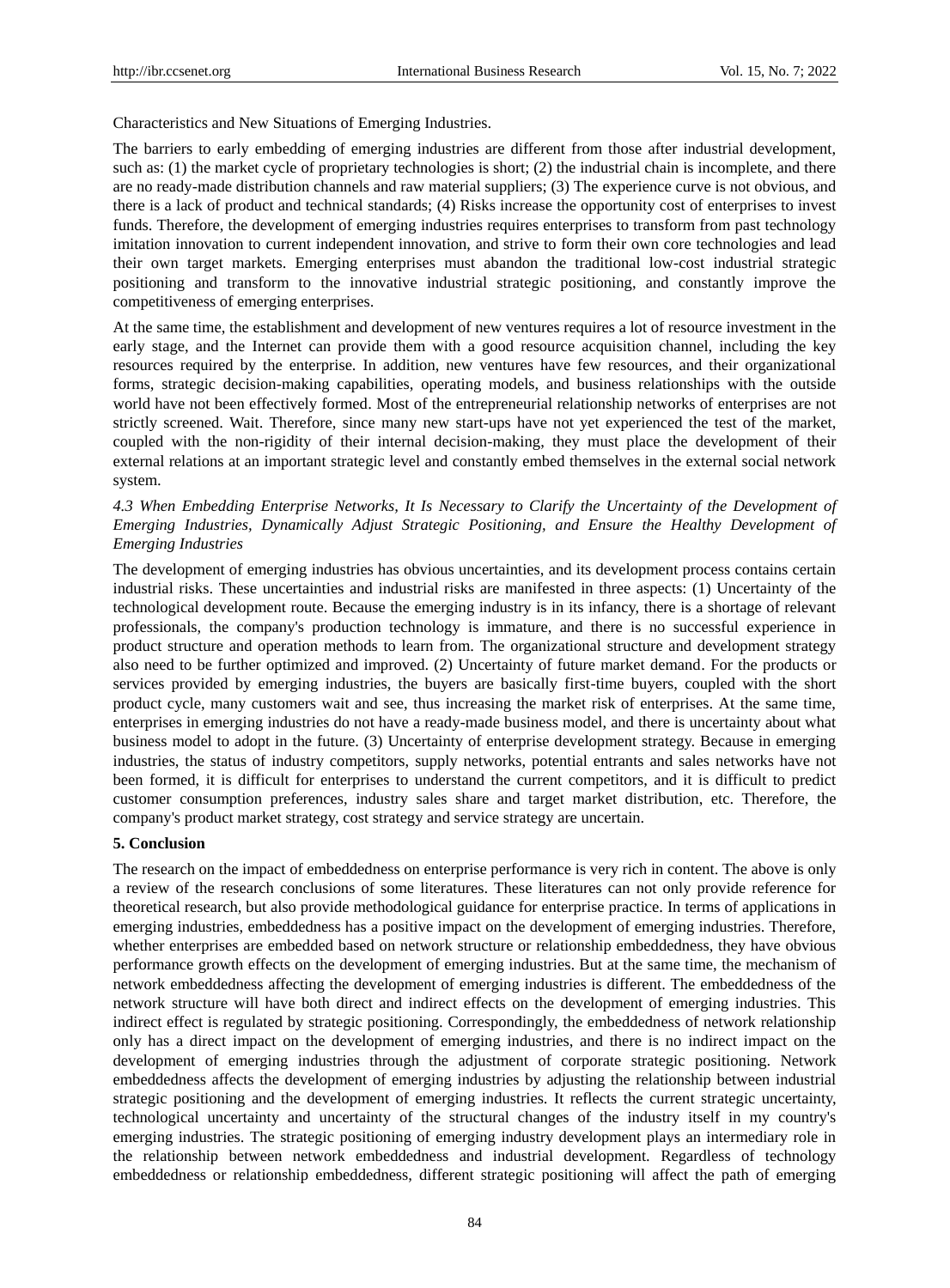Characteristics and New Situations of Emerging Industries.

The barriers to early embedding of emerging industries are different from those after industrial development, such as: (1) the market cycle of proprietary technologies is short; (2) the industrial chain is incomplete, and there are no ready-made distribution channels and raw material suppliers; (3) The experience curve is not obvious, and there is a lack of product and technical standards; (4) Risks increase the opportunity cost of enterprises to invest funds. Therefore, the development of emerging industries requires enterprises to transform from past technology imitation innovation to current independent innovation, and strive to form their own core technologies and lead their own target markets. Emerging enterprises must abandon the traditional low-cost industrial strategic positioning and transform to the innovative industrial strategic positioning, and constantly improve the competitiveness of emerging enterprises.

At the same time, the establishment and development of new ventures requires a lot of resource investment in the early stage, and the Internet can provide them with a good resource acquisition channel, including the key resources required by the enterprise. In addition, new ventures have few resources, and their organizational forms, strategic decision-making capabilities, operating models, and business relationships with the outside world have not been effectively formed. Most of the entrepreneurial relationship networks of enterprises are not strictly screened. Wait. Therefore, since many new start-ups have not yet experienced the test of the market, coupled with the non-rigidity of their internal decision-making, they must place the development of their external relations at an important strategic level and constantly embed themselves in the external social network system.

### *4.3 When Embedding Enterprise Networks, It Is Necessary to Clarify the Uncertainty of the Development of Emerging Industries, Dynamically Adjust Strategic Positioning, and Ensure the Healthy Development of Emerging Industries*

The development of emerging industries has obvious uncertainties, and its development process contains certain industrial risks. These uncertainties and industrial risks are manifested in three aspects: (1) Uncertainty of the technological development route. Because the emerging industry is in its infancy, there is a shortage of relevant professionals, the company's production technology is immature, and there is no successful experience in product structure and operation methods to learn from. The organizational structure and development strategy also need to be further optimized and improved. (2) Uncertainty of future market demand. For the products or services provided by emerging industries, the buyers are basically first-time buyers, coupled with the short product cycle, many customers wait and see, thus increasing the market risk of enterprises. At the same time, enterprises in emerging industries do not have a ready-made business model, and there is uncertainty about what business model to adopt in the future. (3) Uncertainty of enterprise development strategy. Because in emerging industries, the status of industry competitors, supply networks, potential entrants and sales networks have not been formed, it is difficult for enterprises to understand the current competitors, and it is difficult to predict customer consumption preferences, industry sales share and target market distribution, etc. Therefore, the company's product market strategy, cost strategy and service strategy are uncertain.

## 5. Conclusion

The research on the impact of embeddedness on enterprise performance is very rich in content. The above is only a review of the research conclusions of some literatures. These literatures can not only provide reference for theoretical research, but also provide methodological guidance for enterprise practice. In terms of applications in emerging industries, embeddedness has a positive impact on the development of emerging industries. Therefore, whether enterprises are embedded based on network structure or relationship embeddedness, they have obvious performance growth effects on the development of emerging industries. But at the same time, the mechanism of network embeddedness affecting the development of emerging industries is different. The embeddedness of the network structure will have both direct and indirect effects on the development of emerging industries. This indirect effect is regulated by strategic positioning. Correspondingly, the embeddedness of network relationship only has a direct impact on the development of emerging industries, and there is no indirect impact on the development of emerging industries through the adjustment of corporate strategic positioning. Network embeddedness affects the development of emerging industries by adjusting the relationship between industrial strategic positioning and the development of emerging industries. It reflects the current strategic uncertainty, technological uncertainty and uncertainty of the structural changes of the industry itself in my country's emerging industries. The strategic positioning of emerging industry development plays an intermediary role in the relationship between network embeddedness and industrial development. Regardless of technology embeddedness or relationship embeddedness, different strategic positioning will affect the path of emerging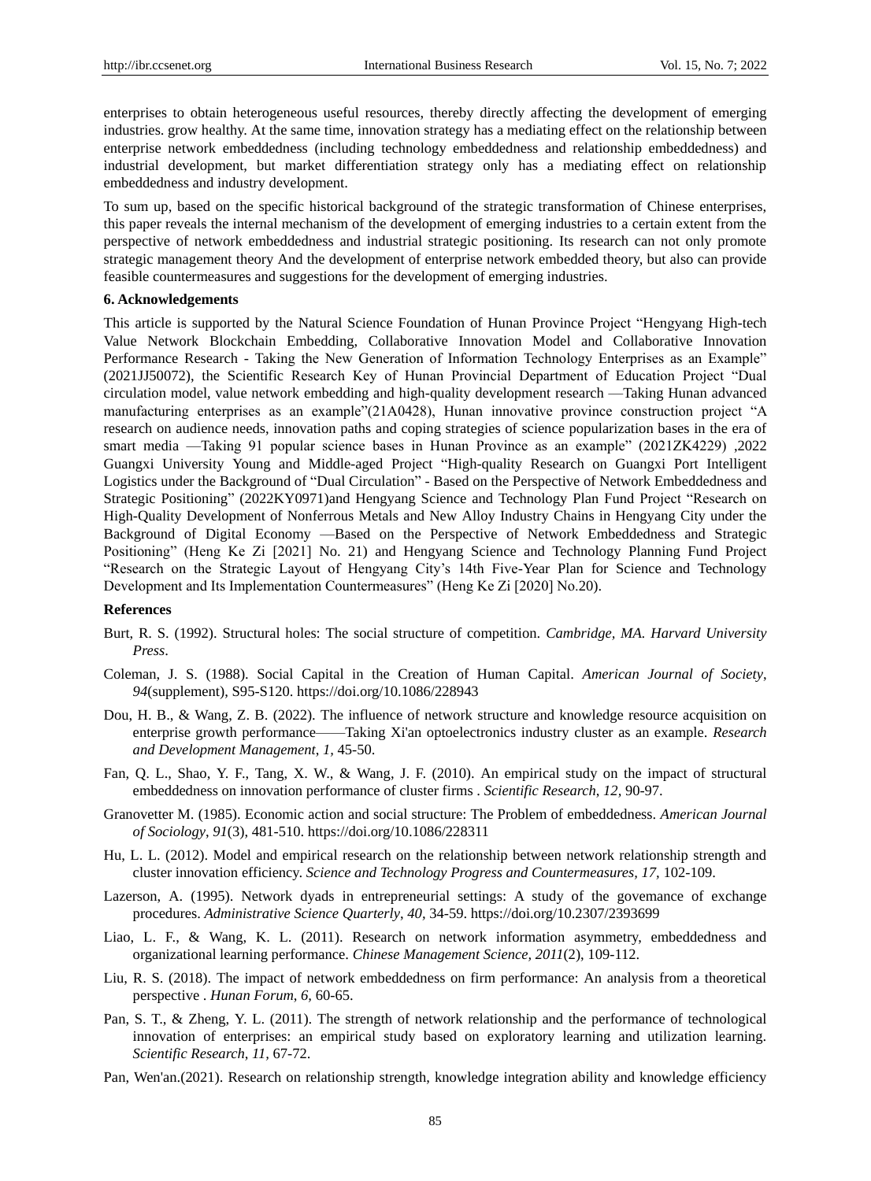enterprises to obtain heterogeneous useful resources, thereby directly affecting the development of emerging industries. grow healthy. At the same time, innovation strategy has a mediating effect on the relationship between enterprise network embeddedness (including technology embeddedness and relationship embeddedness) and industrial development, but market differentiation strategy only has a mediating effect on relationship embeddedness and industry development.

To sum up, based on the specific historical background of the strategic transformation of Chinese enterprises, this paper reveals the internal mechanism of the development of emerging industries to a certain extent from the perspective of network embeddedness and industrial strategic positioning. Its research can not only promote strategic management theory And the development of enterprise network embedded theory, but also can provide feasible countermeasures and suggestions for the development of emerging industries.

### 6. Acknowledgements

This article is supported by the Natural Science Foundation of Hunan Province Project "Hengyang High-tech Value Network Blockchain Embedding, Collaborative Innovation Model and Collaborative Innovation Performance Research - Taking the New Generation of Information Technology Enterprises as an Example" (2021JJ50072), the Scientific Research Key of Hunan Provincial Department of Education Project "Dual circulation model, value network embedding and high-quality development research —Taking Hunan advanced manufacturing enterprises as an example"(21A0428), Hunan innovative province construction project "A research on audience needs, innovation paths and coping strategies of science popularization bases in the era of smart media —Taking 91 popular science bases in Hunan Province as an example" (2021ZK4229) ,2022 Guangxi University Young and Middle-aged Project "High-quality Research on Guangxi Port Intelligent Logistics under the Background of "Dual Circulation" - Based on the Perspective of Network Embeddedness and Strategic Positioning" (2022KY0971)and Hengyang Science and Technology Plan Fund Project "Research on High-Quality Development of Nonferrous Metals and New Alloy Industry Chains in Hengyang City under the Background of Digital Economy —Based on the Perspective of Network Embeddedness and Strategic Positioning" (Heng Ke Zi [2021] No. 21) and Hengyang Science and Technology Planning Fund Project "Research on the Strategic Layout of Hengyang City's 14th Five-Year Plan for Science and Technology Development and Its Implementation Countermeasures" (Heng Ke Zi [2020] No.20).

### References

Burt, R. S. (1992). Structural holes: The social structure of competition. *Cambridge, MA. Harvard University Press*.

Coleman, J. S. (1988). Social Capital in the Creation of Human Capital. *American Journal of Society*, *94*(supplement), S95-S120. https://doi.org/10.1086/228943

Dou, H. B., & Wang, Z. B. (2022). The influence of network structure and knowledge resource acquisition on enterprise growth performance——Taking Xi'an optoelectronics industry cluster as an example. *Research and Development Management*, *1*, 45-50.

Fan, Q. L., Shao, Y. F., Tang, X. W., & Wang, J. F. (2010). An empirical study on the impact of structural embeddedness on innovation performance of cluster firms . *Scientific Research*, *12*, 90-97.

Granovetter M. (1985). Economic action and social structure: The Problem of embeddedness. *American Journal of Sociology*, *91*(3), 481-510. https://doi.org/10.1086/228311

Hu, L. L. (2012). Model and empirical research on the relationship between network relationship strength and cluster innovation efficiency. *Science and Technology Progress and Countermeasures*, *17*, 102-109.

Lazerson, A. (1995). Network dyads in entrepreneurial settings: A study of the govemance of exchange procedures. *Administrative Science Quarterly*, *40*, 34-59. https://doi.org/10.2307/2393699

Liao, L. F., & Wang, K. L. (2011). Research on network information asymmetry, embeddedness and organizational learning performance. *Chinese Management Science*, *2011*(2), 109-112.

Liu, R. S. (2018). The impact of network embeddedness on firm performance: An analysis from a theoretical perspective . *Hunan Forum*, *6*, 60-65.

Pan, S. T., & Zheng, Y. L. (2011). The strength of network relationship and the performance of technological innovation of enterprises: an empirical study based on exploratory learning and utilization learning. *Scientific Research*, *11*, 67-72.

Pan, Wen'an.(2021). Research on relationship strength, knowledge integration ability and knowledge efficiency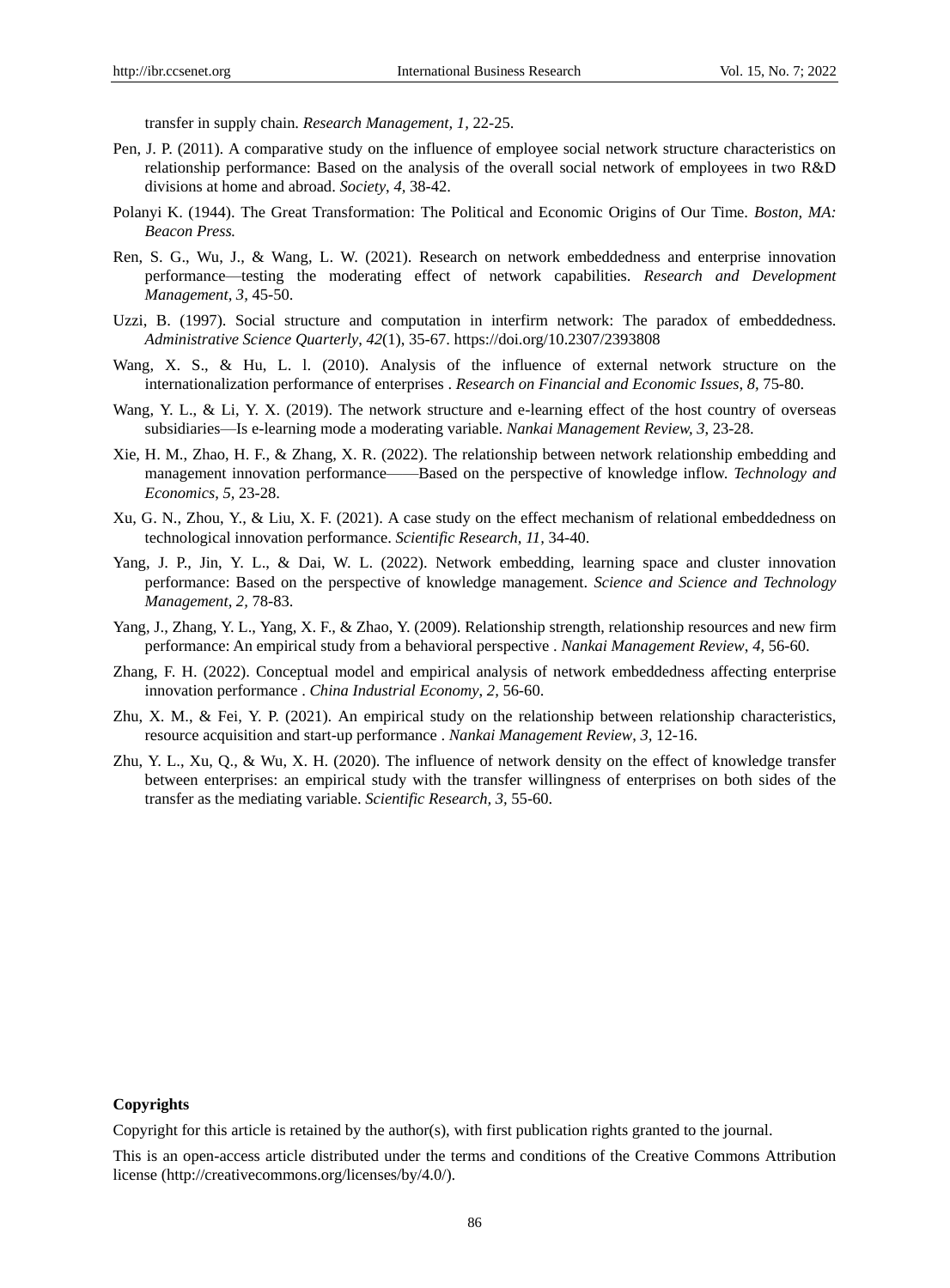transfer in supply chain. *Research Management, 1*, 22-25.

Pen, J. P. (2011). A comparative study on the influence of employee social network structure characteristics on relationship performance: Based on the analysis of the overall social network of employees in two R&D divisions at home and abroad. *Society, 4*, 38-42.

Polanyi K. (1944). The Great Transformation: The Political and Economic Origins of Our Time. *Boston, MA: Beacon Press.*

Ren, S. G., Wu, J., & Wang, L. W. (2021). Research on network embeddedness and enterprise innovation performance—testing the moderating effect of network capabilities. *Research and Development Management, 3*, 45-50.

Uzzi, B. (1997). Social structure and computation in interfirm network: The paradox of embeddedness. *Administrative Science Quarterly, 42*(1), 35-67. https://doi.org/10.2307/2393808

Wang, X. S., & Hu, L. l. (2010). Analysis of the influence of external network structure on the internationalization performance of enterprises . *Research on Financial and Economic Issues, 8*, 75-80.

Wang, Y. L., & Li, Y. X. (2019). The network structure and e-learning effect of the host country of overseas subsidiaries—Is e-learning mode a moderating variable. *Nankai Management Review, 3*, 23-28.

Xie, H. M., Zhao, H. F., & Zhang, X. R. (2022). The relationship between network relationship embedding and management innovation performance——Based on the perspective of knowledge inflow. *Technology and Economics, 5*, 23-28.

Xu, G. N., Zhou, Y., & Liu, X. F. (2021). A case study on the effect mechanism of relational embeddedness on technological innovation performance. *Scientific Research, 11*, 34-40.

Yang, J. P., Jin, Y. L., & Dai, W. L. (2022). Network embedding, learning space and cluster innovation performance: Based on the perspective of knowledge management. *Science and Science and Technology Management, 2*, 78-83.

Yang, J., Zhang, Y. L., Yang, X. F., & Zhao, Y. (2009). Relationship strength, relationship resources and new firm performance: An empirical study from a behavioral perspective . *Nankai Management Review, 4*, 56-60.

Zhang, F. H. (2022). Conceptual model and empirical analysis of network embeddedness affecting enterprise innovation performance . *China Industrial Economy, 2*, 56-60.

Zhu, X. M., & Fei, Y. P. (2021). An empirical study on the relationship between relationship characteristics, resource acquisition and start-up performance . *Nankai Management Review, 3*, 12-16.

Zhu, Y. L., Xu, Q., & Wu, X. H. (2020). The influence of network density on the effect of knowledge transfer between enterprises: an empirical study with the transfer willingness of enterprises on both sides of the transfer as the mediating variable. *Scientific Research, 3*, 55-60.

**Copyrights**

Copyright for this article is retained by the author(s), with first publication rights granted to the journal.

This is an open-access article distributed under the terms and conditions of the Creative Commons Attribution license (http://creativecommons.org/licenses/by/4.0/).